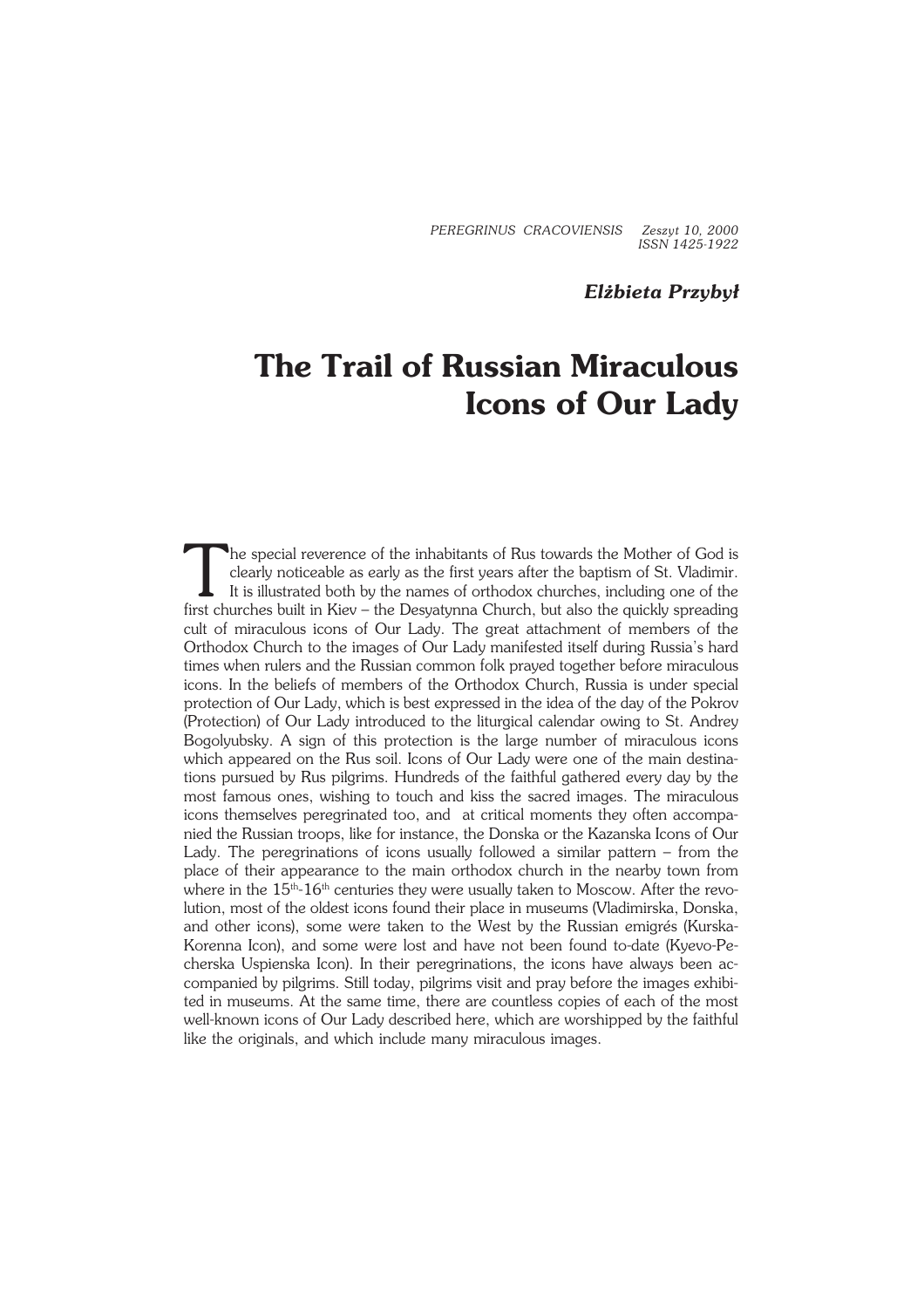*Elżbieta Przybył*

# The Trail of Russian Miraculous Icons of Our Lady

The special reverence of the inhabitants of Rus towards the Mother of God is clearly noticeable as early as the first years after the baptism of St. Vladimir. It is illustrated both by the names of orthodox churches, including one of the first churches built in Kiev – the Desyatynna Church, but also the quickly spreading cult of miraculous icons of Our Lady. The great attachment of members of the Orthodox Church to the images of Our Lady manifested itself during Russia's hard times when rulers and the Russian common folk prayed together before miraculous icons. In the beliefs of members of the Orthodox Church, Russia is under special protection of Our Lady, which is best expressed in the idea of the day of the Pokrov (Protection) of Our Lady introduced to the liturgical calendar owing to St. Andrey Bogolyubsky. A sign of this protection is the large number of miraculous icons which appeared on the Rus soil. Icons of Our Lady were one of the main destinations pursued by Rus pilgrims. Hundreds of the faithful gathered every day by the most famous ones, wishing to touch and kiss the sacred images. The miraculous icons themselves peregrinated too, and at critical moments they often accompanied the Russian troops, like for instance, the Donska or the Kazanska Icons of Our Lady. The peregrinations of icons usually followed a similar pattern – from the place of their appearance to the main orthodox church in the nearby town from where in the 15th-16th centuries they were usually taken to Moscow. After the revolution, most of the oldest icons found their place in museums (Vladimirska, Donska, and other icons), some were taken to the West by the Russian emigrés (Kurska-Korenna Icon), and some were lost and have not been found to-date (Kyevo-Pecherska Uspienska Icon). In their peregrinations, the icons have always been accompanied by pilgrims. Still today, pilgrims visit and pray before the images exhibited in museums. At the same time, there are countless copies of each of the most well-known icons of Our Lady described here, which are worshipped by the faithful like the originals, and which include many miraculous images.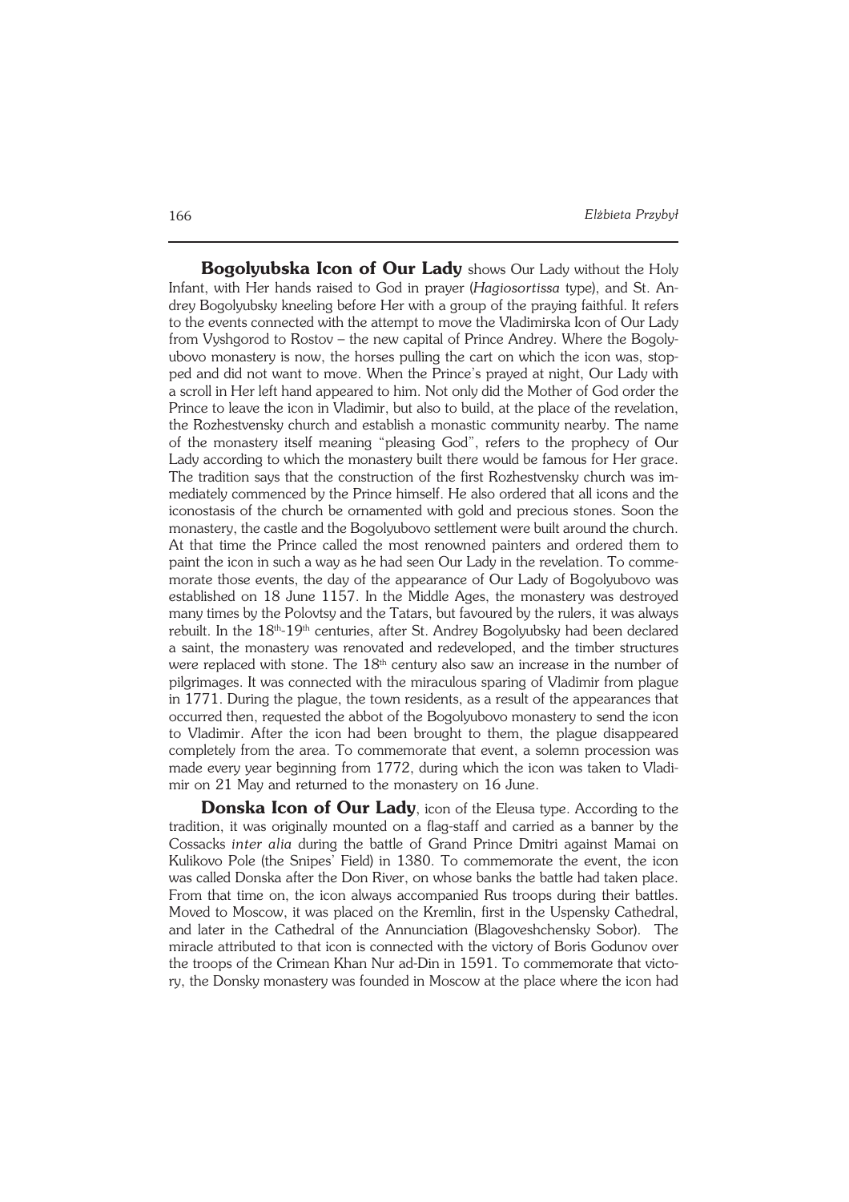**Bogolyubska Icon of Our Lady** shows Our Lady without the Holy Infant, with Her hands raised to God in prayer (*Hagiosortissa* type), and St. Andrey Bogolyubsky kneeling before Her with a group of the praying faithful. It refers to the events connected with the attempt to move the Vladimirska Icon of Our Lady from Vyshgorod to Rostov – the new capital of Prince Andrey. Where the Bogolyubovo monastery is now, the horses pulling the cart on which the icon was, stopped and did not want to move. When the Prince's prayed at night, Our Lady with a scroll in Her left hand appeared to him. Not only did the Mother of God order the Prince to leave the icon in Vladimir, but also to build, at the place of the revelation, the Rozhestvensky church and establish a monastic community nearby. The name of the monastery itself meaning "pleasing God", refers to the prophecy of Our Lady according to which the monastery built there would be famous for Her grace. The tradition says that the construction of the first Rozhestvensky church was immediately commenced by the Prince himself. He also ordered that all icons and the iconostasis of the church be ornamented with gold and precious stones. Soon the monastery, the castle and the Bogolyubovo settlement were built around the church. At that time the Prince called the most renowned painters and ordered them to paint the icon in such a way as he had seen Our Lady in the revelation. To commemorate those events, the day of the appearance of Our Lady of Bogolyubovo was established on 18 June 1157. In the Middle Ages, the monastery was destroyed many times by the Polovtsy and the Tatars, but favoured by the rulers, it was always rebuilt. In the 18th-19th centuries, after St. Andrey Bogolyubsky had been declared a saint, the monastery was renovated and redeveloped, and the timber structures were replaced with stone. The 18th century also saw an increase in the number of pilgrimages. It was connected with the miraculous sparing of Vladimir from plague in 1771. During the plague, the town residents, as a result of the appearances that occurred then, requested the abbot of the Bogolyubovo monastery to send the icon to Vladimir. After the icon had been brought to them, the plague disappeared completely from the area. To commemorate that event, a solemn procession was made every year beginning from 1772, during which the icon was taken to Vladimir on 21 May and returned to the monastery on 16 June.

**Donska Icon of Our Lady**, icon of the Eleusa type. According to the tradition, it was originally mounted on a flag-staff and carried as a banner by the Cossacks *inter alia* during the battle of Grand Prince Dmitri against Mamai on Kulikovo Pole (the Snipes' Field) in 1380. To commemorate the event, the icon was called Donska after the Don River, on whose banks the battle had taken place. From that time on, the icon always accompanied Rus troops during their battles. Moved to Moscow, it was placed on the Kremlin, first in the Uspensky Cathedral, and later in the Cathedral of the Annunciation (Blagoveshchensky Sobor). The miracle attributed to that icon is connected with the victory of Boris Godunov over the troops of the Crimean Khan Nur ad-Din in 1591. To commemorate that victory, the Donsky monastery was founded in Moscow at the place where the icon had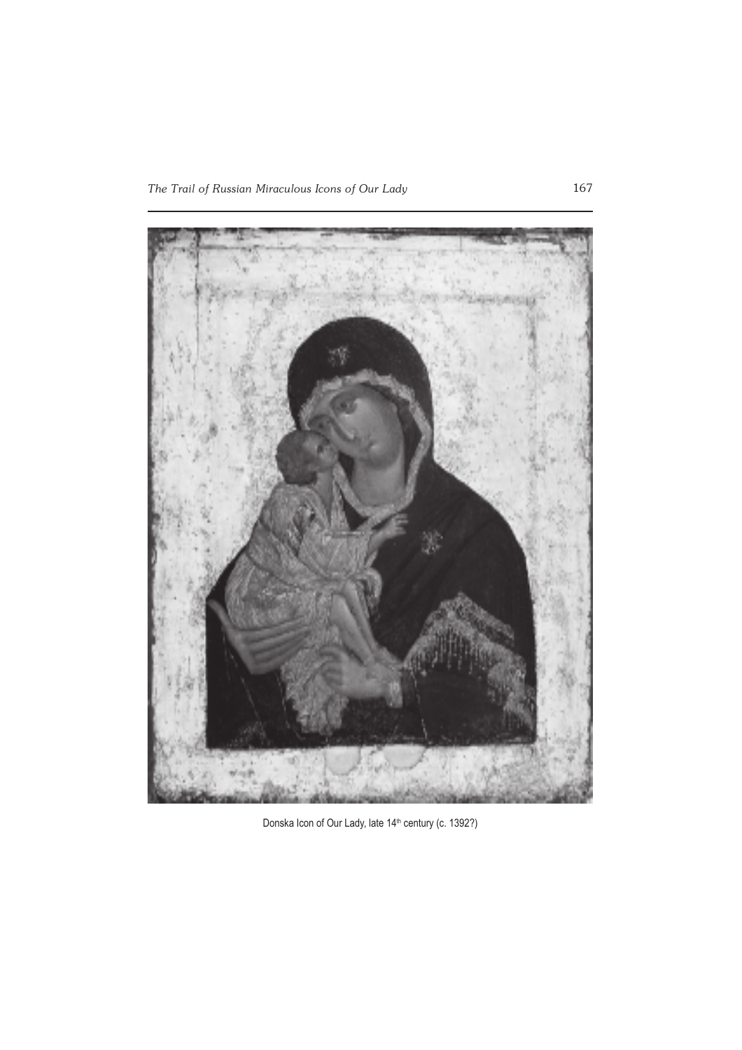Donska Icon of Our Lady, late 14th century (c. 1392?)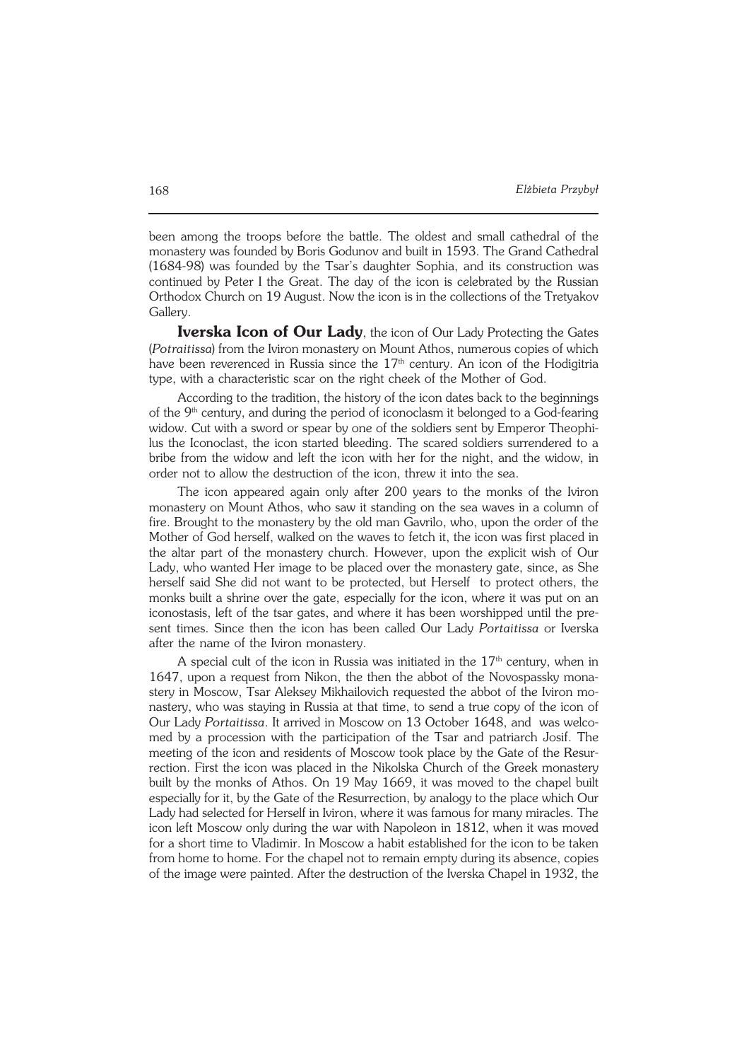been among the troops before the battle. The oldest and small cathedral of the monastery was founded by Boris Godunov and built in 1593. The Grand Cathedral (1684-98) was founded by the Tsar's daughter Sophia, and its construction was continued by Peter I the Great. The day of the icon is celebrated by the Russian Orthodox Church on 19 August. Now the icon is in the collections of the Tretyakov Gallery.

**Iverska Icon of Our Lady**, the icon of Our Lady Protecting the Gates (*Potraitissa*) from the Iviron monastery on Mount Athos, numerous copies of which have been reverenced in Russia since the 17th century. An icon of the Hodigitria type, with a characteristic scar on the right cheek of the Mother of God.

According to the tradition, the history of the icon dates back to the beginnings of the 9th century, and during the period of iconoclasm it belonged to a God-fearing widow. Cut with a sword or spear by one of the soldiers sent by Emperor Theophilus the Iconoclast, the icon started bleeding. The scared soldiers surrendered to a bribe from the widow and left the icon with her for the night, and the widow, in order not to allow the destruction of the icon, threw it into the sea.

The icon appeared again only after 200 years to the monks of the Iviron monastery on Mount Athos, who saw it standing on the sea waves in a column of fire. Brought to the monastery by the old man Gavrilo, who, upon the order of the Mother of God herself, walked on the waves to fetch it, the icon was first placed in the altar part of the monastery church. However, upon the explicit wish of Our Lady, who wanted Her image to be placed over the monastery gate, since, as She herself said She did not want to be protected, but Herself to protect others, the monks built a shrine over the gate, especially for the icon, where it was put on an iconostasis, left of the tsar gates, and where it has been worshipped until the present times. Since then the icon has been called Our Lady *Portaitissa* or Iverska after the name of the Iviron monastery.

A special cult of the icon in Russia was initiated in the 17th century, when in 1647, upon a request from Nikon, the then the abbot of the Novospassky monastery in Moscow, Tsar Aleksey Mikhailovich requested the abbot of the Iviron monastery, who was staying in Russia at that time, to send a true copy of the icon of Our Lady *Portaitissa*. It arrived in Moscow on 13 October 1648, and was welcomed by a procession with the participation of the Tsar and patriarch Josif. The meeting of the icon and residents of Moscow took place by the Gate of the Resurrection. First the icon was placed in the Nikolska Church of the Greek monastery built by the monks of Athos. On 19 May 1669, it was moved to the chapel built especially for it, by the Gate of the Resurrection, by analogy to the place which Our Lady had selected for Herself in Iviron, where it was famous for many miracles. The icon left Moscow only during the war with Napoleon in 1812, when it was moved for a short time to Vladimir. In Moscow a habit established for the icon to be taken from home to home. For the chapel not to remain empty during its absence, copies of the image were painted. After the destruction of the Iverska Chapel in 1932, the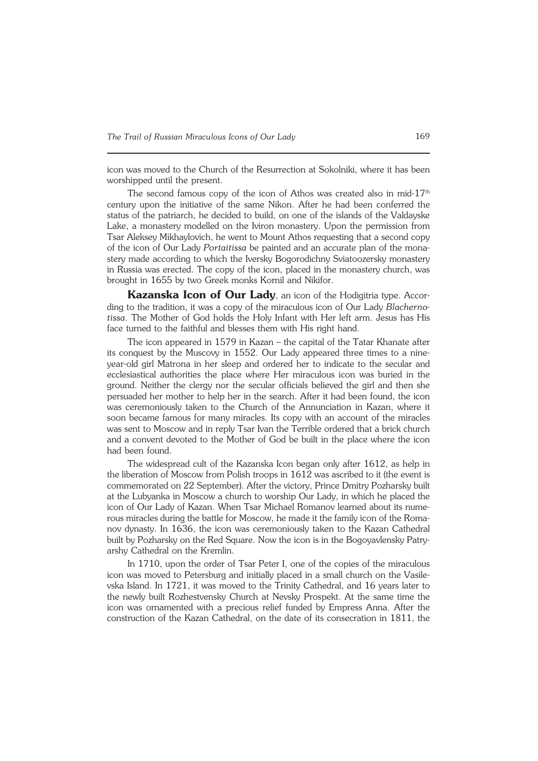icon was moved to the Church of the Resurrection at Sokolniki, where it has been worshipped until the present.

The second famous copy of the icon of Athos was created also in mid-17th century upon the initiative of the same Nikon. After he had been conferred the status of the patriarch, he decided to build, on one of the islands of the Valdayske Lake, a monastery modelled on the Iviron monastery. Upon the permission from Tsar Aleksey Mikhaylovich, he went to Mount Athos requesting that a second copy of the icon of Our Lady *Portaitissa* be painted and an accurate plan of the monastery made according to which the Iversky Bogorodichny Sviatoozersky monastery in Russia was erected. The copy of the icon, placed in the monastery church, was brought in 1655 by two Greek monks Kornil and Nikifor.

**Kazanska Icon of Our Lady**, an icon of the Hodigitria type. According to the tradition, it was a copy of the miraculous icon of Our Lady *Blachernotissa*. The Mother of God holds the Holy Infant with Her left arm. Jesus has His face turned to the faithful and blesses them with His right hand.

The icon appeared in 1579 in Kazan – the capital of the Tatar Khanate after its conquest by the Muscovy in 1552. Our Lady appeared three times to a nine-year-old girl Matrona in her sleep and ordered her to indicate to the secular and ecclesiastical authorities the place where Her miraculous icon was buried in the ground. Neither the clergy nor the secular officials believed the girl and then she persuaded her mother to help her in the search. After it had been found, the icon was ceremoniously taken to the Church of the Annunciation in Kazan, where it soon became famous for many miracles. Its copy with an account of the miracles was sent to Moscow and in reply Tsar Ivan the Terrible ordered that a brick church and a convent devoted to the Mother of God be built in the place where the icon had been found.

The widespread cult of the Kazanska Icon began only after 1612, as help in the liberation of Moscow from Polish troops in 1612 was ascribed to it (the event is commemorated on 22 September). After the victory, Prince Dmitry Pozharsky built at the Lubyanka in Moscow a church to worship Our Lady, in which he placed the icon of Our Lady of Kazan. When Tsar Michael Romanov learned about its numerous miracles during the battle for Moscow, he made it the family icon of the Romanov dynasty. In 1636, the icon was ceremoniously taken to the Kazan Cathedral built by Pozharsky on the Red Square. Now the icon is in the Bogoyavlensky Patryarshy Cathedral on the Kremlin.

In 1710, upon the order of Tsar Peter I, one of the copies of the miraculous icon was moved to Petersburg and initially placed in a small church on the Vasilevska Island. In 1721, it was moved to the Trinity Cathedral, and 16 years later to the newly built Rozhestvensky Church at Nevsky Prospekt. At the same time the icon was ornamented with a precious relief funded by Empress Anna. After the construction of the Kazan Cathedral, on the date of its consecration in 1811, the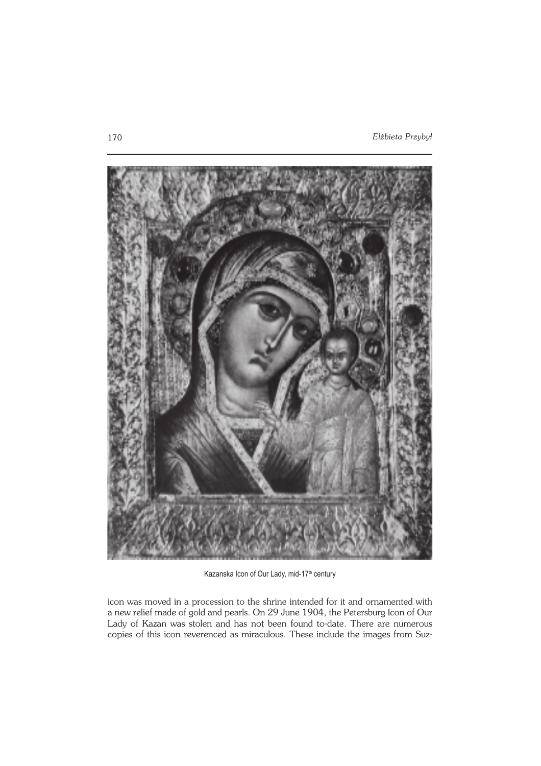Kazanska Icon of Our Lady, mid-17th century

icon was moved in a procession to the shrine intended for it and ornamented with a new relief made of gold and pearls. On 29 June 1904, the Petersburg Icon of Our Lady of Kazan was stolen and has not been found to-date. There are numerous copies of this icon reverenced as miraculous. These include the images from Suz-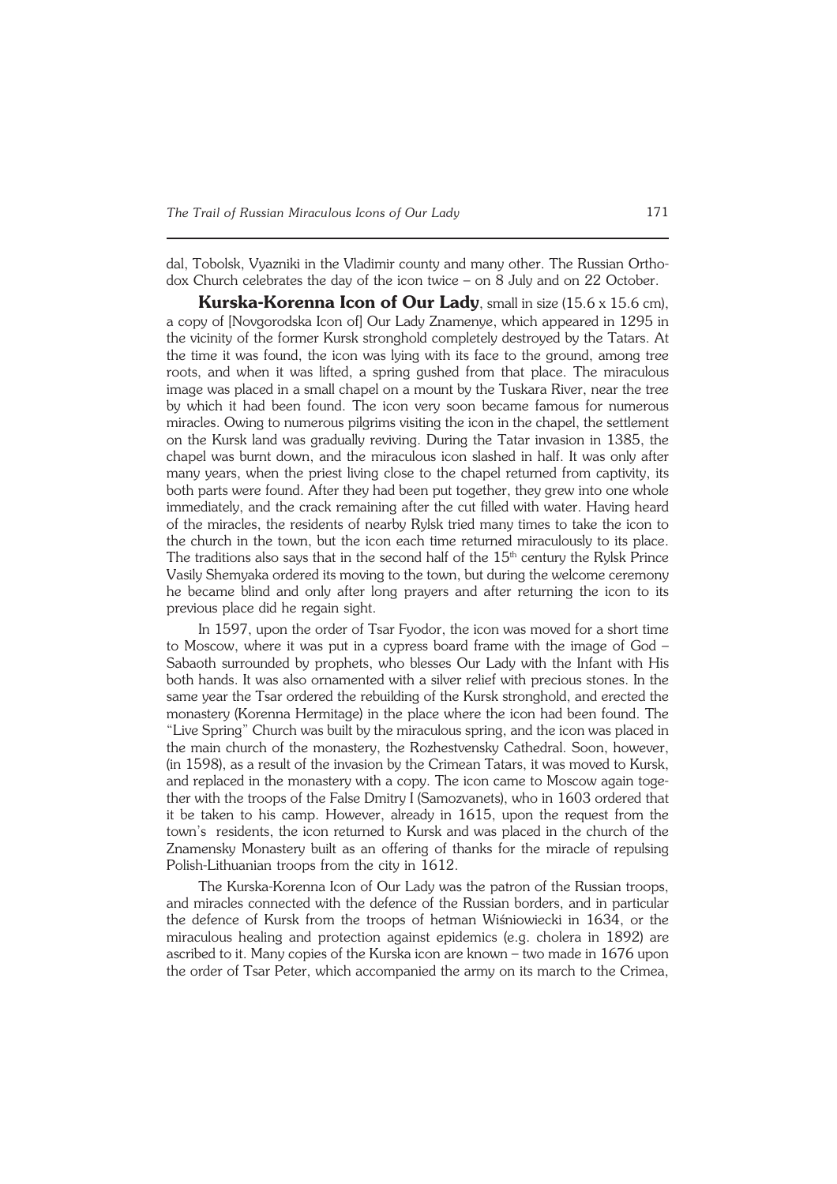dal, Tobolsk, Vyazniki in the Vladimir county and many other. The Russian Orthodox Church celebrates the day of the icon twice – on 8 July and on 22 October.

**Kurska-Korenna Icon of Our Lady**, small in size (15.6 x 15.6 cm), a copy of [Novgorodska Icon of] Our Lady Znamenye, which appeared in 1295 in the vicinity of the former Kursk stronghold completely destroyed by the Tatars. At the time it was found, the icon was lying with its face to the ground, among tree roots, and when it was lifted, a spring gushed from that place. The miraculous image was placed in a small chapel on a mount by the Tuskara River, near the tree by which it had been found. The icon very soon became famous for numerous miracles. Owing to numerous pilgrims visiting the icon in the chapel, the settlement on the Kursk land was gradually reviving. During the Tatar invasion in 1385, the chapel was burnt down, and the miraculous icon slashed in half. It was only after many years, when the priest living close to the chapel returned from captivity, its both parts were found. After they had been put together, they grew into one whole immediately, and the crack remaining after the cut filled with water. Having heard of the miracles, the residents of nearby Rylsk tried many times to take the icon to the church in the town, but the icon each time returned miraculously to its place. The traditions also says that in the second half of the 15th century the Rylsk Prince Vasily Shemyaka ordered its moving to the town, but during the welcome ceremony he became blind and only after long prayers and after returning the icon to its previous place did he regain sight.

In 1597, upon the order of Tsar Fyodor, the icon was moved for a short time to Moscow, where it was put in a cypress board frame with the image of God – Sabaoth surrounded by prophets, who blesses Our Lady with the Infant with His both hands. It was also ornamented with a silver relief with precious stones. In the same year the Tsar ordered the rebuilding of the Kursk stronghold, and erected the monastery (Korenna Hermitage) in the place where the icon had been found. The "Live Spring" Church was built by the miraculous spring, and the icon was placed in the main church of the monastery, the Rozhestvensky Cathedral. Soon, however, (in 1598), as a result of the invasion by the Crimean Tatars, it was moved to Kursk, and replaced in the monastery with a copy. The icon came to Moscow again together with the troops of the False Dmitry I (Samozvanets), who in 1603 ordered that it be taken to his camp. However, already in 1615, upon the request from the town's residents, the icon returned to Kursk and was placed in the church of the Znamensky Monastery built as an offering of thanks for the miracle of repulsing Polish-Lithuanian troops from the city in 1612.

The Kurska-Korenna Icon of Our Lady was the patron of the Russian troops, and miracles connected with the defence of the Russian borders, and in particular the defence of Kursk from the troops of hetman Wiśniowiecki in 1634, or the miraculous healing and protection against epidemics (e.g. cholera in 1892) are ascribed to it. Many copies of the Kurska icon are known – two made in 1676 upon the order of Tsar Peter, which accompanied the army on its march to the Crimea,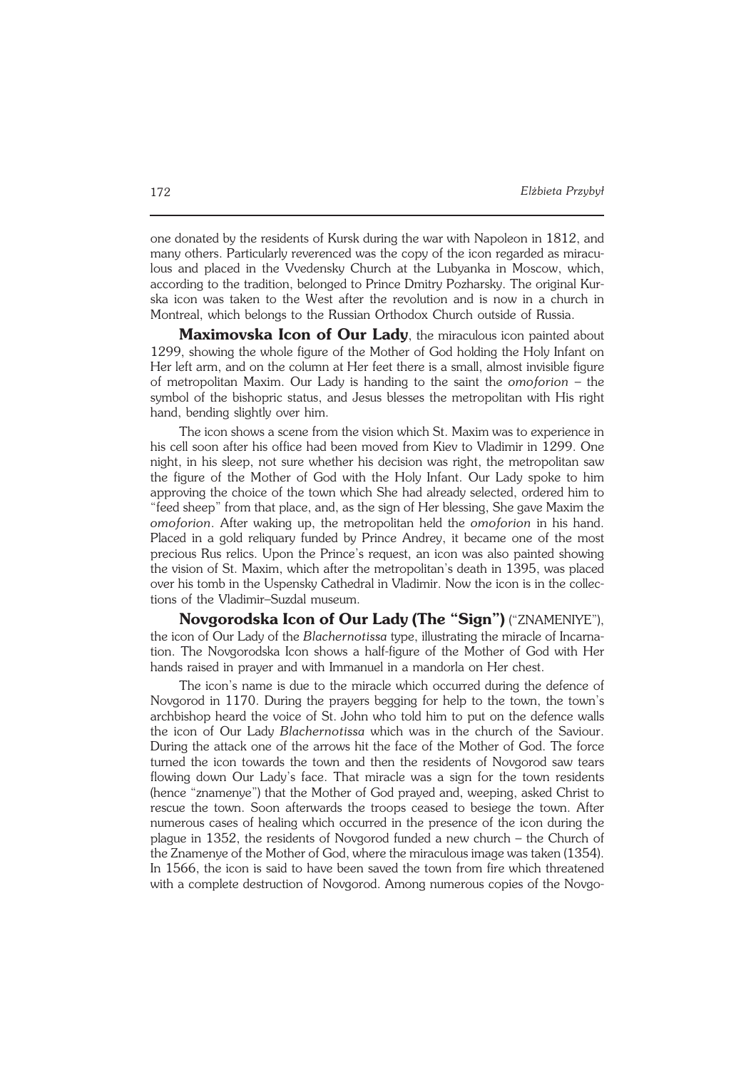one donated by the residents of Kursk during the war with Napoleon in 1812, and many others. Particularly reverenced was the copy of the icon regarded as miraculous and placed in the Vvedensky Church at the Lubyanka in Moscow, which, according to the tradition, belonged to Prince Dmitry Pozharsky. The original Kurska icon was taken to the West after the revolution and is now in a church in Montreal, which belongs to the Russian Orthodox Church outside of Russia.

**Maximovska Icon of Our Lady**, the miraculous icon painted about 1299, showing the whole figure of the Mother of God holding the Holy Infant on Her left arm, and on the column at Her feet there is a small, almost invisible figure of metropolitan Maxim. Our Lady is handing to the saint the *omoforion* – the symbol of the bishopric status, and Jesus blesses the metropolitan with His right hand, bending slightly over him.

The icon shows a scene from the vision which St. Maxim was to experience in his cell soon after his office had been moved from Kiev to Vladimir in 1299. One night, in his sleep, not sure whether his decision was right, the metropolitan saw the figure of the Mother of God with the Holy Infant. Our Lady spoke to him approving the choice of the town which She had already selected, ordered him to "feed sheep" from that place, and, as the sign of Her blessing, She gave Maxim the *omoforion*. After waking up, the metropolitan held the *omoforion* in his hand. Placed in a gold reliquary funded by Prince Andrey, it became one of the most precious Rus relics. Upon the Prince's request, an icon was also painted showing the vision of St. Maxim, which after the metropolitan's death in 1395, was placed over his tomb in the Uspensky Cathedral in Vladimir. Now the icon is in the collections of the Vladimir–Suzdal museum.

**Novgorodska Icon of Our Lady (The "Sign")** ("ZNAMENIYE"), the icon of Our Lady of the *Blachernotissa* type, illustrating the miracle of Incarnation. The Novgorodska Icon shows a half-figure of the Mother of God with Her hands raised in prayer and with Immanuel in a mandorla on Her chest.

The icon's name is due to the miracle which occurred during the defence of Novgorod in 1170. During the prayers begging for help to the town, the town's archbishop heard the voice of St. John who told him to put on the defence walls the icon of Our Lady *Blachernotissa* which was in the church of the Saviour. During the attack one of the arrows hit the face of the Mother of God. The force turned the icon towards the town and then the residents of Novgorod saw tears flowing down Our Lady's face. That miracle was a sign for the town residents (hence "znamenye") that the Mother of God prayed and, weeping, asked Christ to rescue the town. Soon afterwards the troops ceased to besiege the town. After numerous cases of healing which occurred in the presence of the icon during the plague in 1352, the residents of Novgorod funded a new church – the Church of the Znamenye of the Mother of God, where the miraculous image was taken (1354). In 1566, the icon is said to have been saved the town from fire which threatened with a complete destruction of Novgorod. Among numerous copies of the Novgo-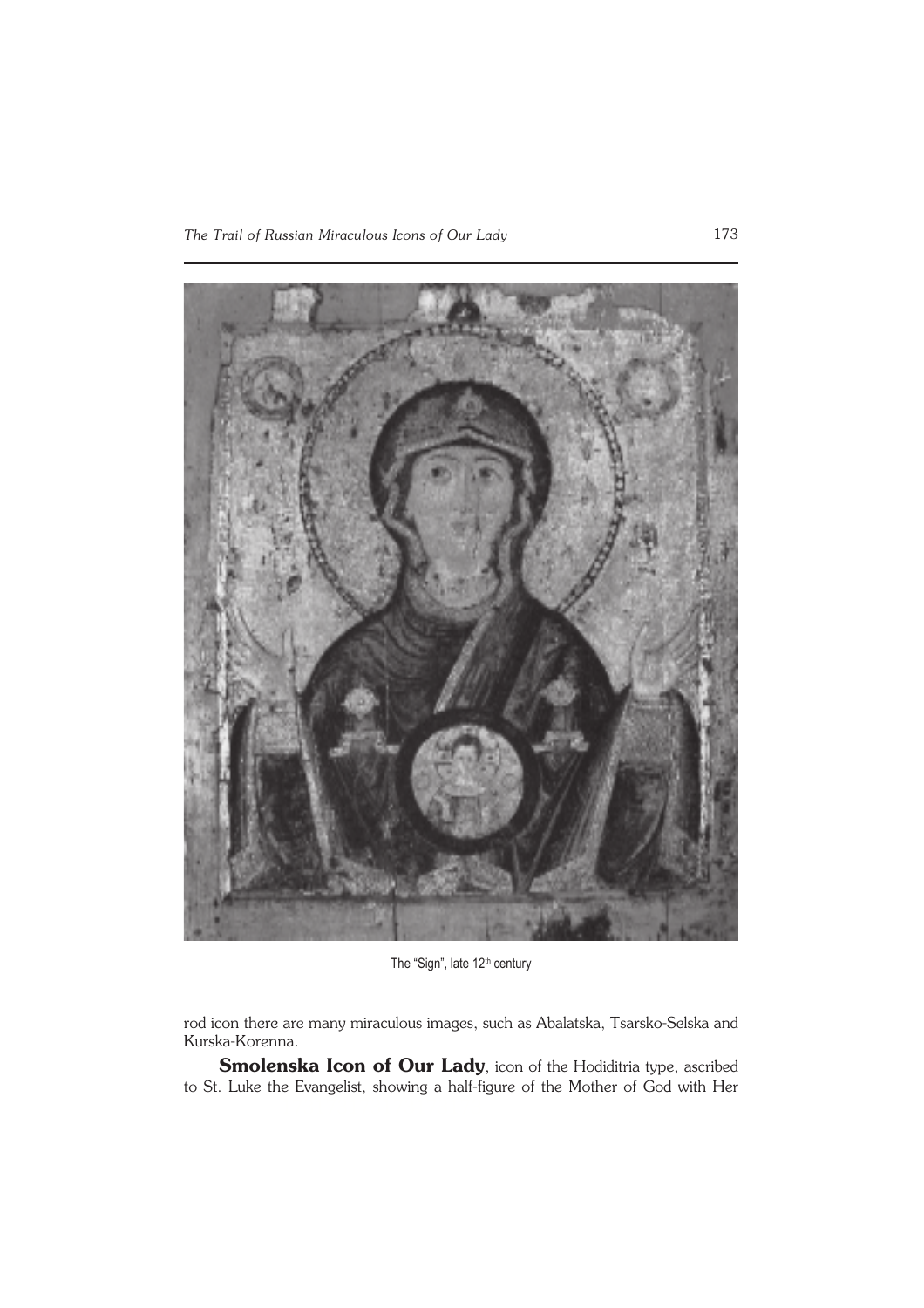The "Sign", late 12th century

rod icon there are many miraculous images, such as Abalatska, Tsarsko-Selska and Kurska-Korenna.

**Smolenska Icon of Our Lady**, icon of the Hodiditria type, ascribed to St. Luke the Evangelist, showing a half-figure of the Mother of God with Her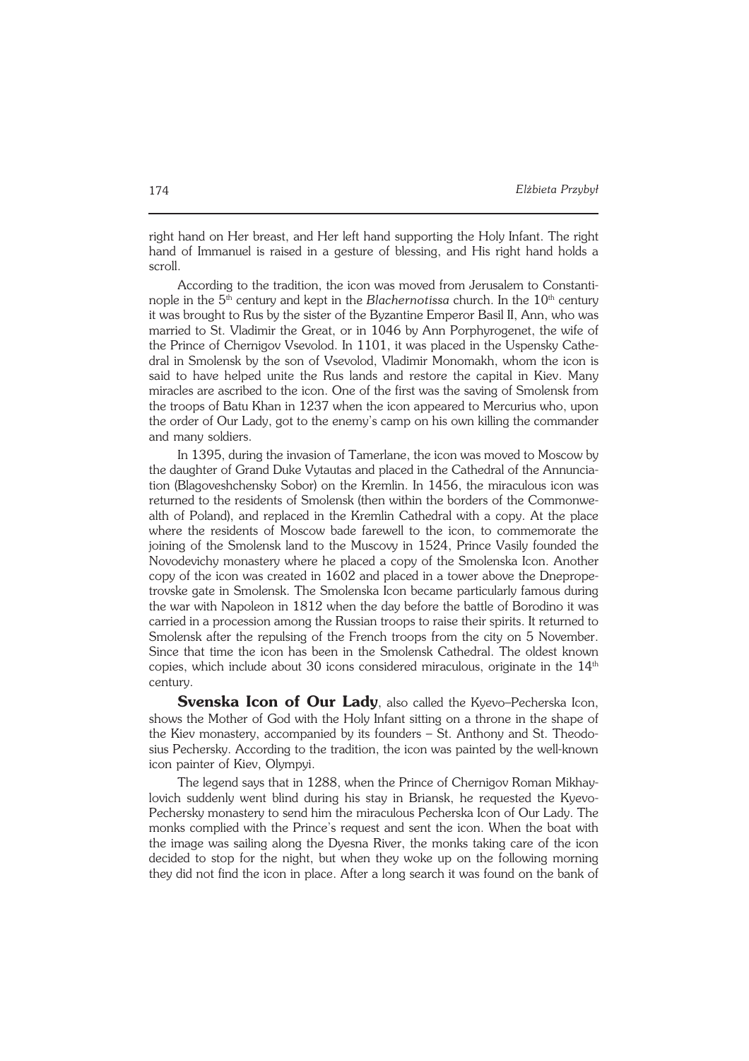right hand on Her breast, and Her left hand supporting the Holy Infant. The right hand of Immanuel is raised in a gesture of blessing, and His right hand holds a scroll.

According to the tradition, the icon was moved from Jerusalem to Constantinople in the 5th century and kept in the *Blachernotissa* church. In the 10th century it was brought to Rus by the sister of the Byzantine Emperor Basil II, Ann, who was married to St. Vladimir the Great, or in 1046 by Ann Porphyrogenet, the wife of the Prince of Chernigov Vsevolod. In 1101, it was placed in the Uspensky Cathedral in Smolensk by the son of Vsevolod, Vladimir Monomakh, whom the icon is said to have helped unite the Rus lands and restore the capital in Kiev. Many miracles are ascribed to the icon. One of the first was the saving of Smolensk from the troops of Batu Khan in 1237 when the icon appeared to Mercurius who, upon the order of Our Lady, got to the enemy's camp on his own killing the commander and many soldiers.

In 1395, during the invasion of Tamerlane, the icon was moved to Moscow by the daughter of Grand Duke Vytautas and placed in the Cathedral of the Annunciation (Blagoveshchensky Sobor) on the Kremlin. In 1456, the miraculous icon was returned to the residents of Smolensk (then within the borders of the Commonwealth of Poland), and replaced in the Kremlin Cathedral with a copy. At the place where the residents of Moscow bade farewell to the icon, to commemorate the joining of the Smolensk land to the Muscovy in 1524, Prince Vasily founded the Novodevichy monastery where he placed a copy of the Smolenska Icon. Another copy of the icon was created in 1602 and placed in a tower above the Dnepropetrovske gate in Smolensk. The Smolenska Icon became particularly famous during the war with Napoleon in 1812 when the day before the battle of Borodino it was carried in a procession among the Russian troops to raise their spirits. It returned to Smolensk after the repulsing of the French troops from the city on 5 November. Since that time the icon has been in the Smolensk Cathedral. The oldest known copies, which include about 30 icons considered miraculous, originate in the 14th century.

**Svenska Icon of Our Lady**, also called the Kyevo–Pecherska Icon, shows the Mother of God with the Holy Infant sitting on a throne in the shape of the Kiev monastery, accompanied by its founders – St. Anthony and St. Theodosius Pechersky. According to the tradition, the icon was painted by the well-known icon painter of Kiev, Olympyi.

The legend says that in 1288, when the Prince of Chernigov Roman Mikhaylovich suddenly went blind during his stay in Briansk, he requested the Kyevo-Pechersky monastery to send him the miraculous Pecherska Icon of Our Lady. The monks complied with the Prince's request and sent the icon. When the boat with the image was sailing along the Dyesna River, the monks taking care of the icon decided to stop for the night, but when they woke up on the following morning they did not find the icon in place. After a long search it was found on the bank of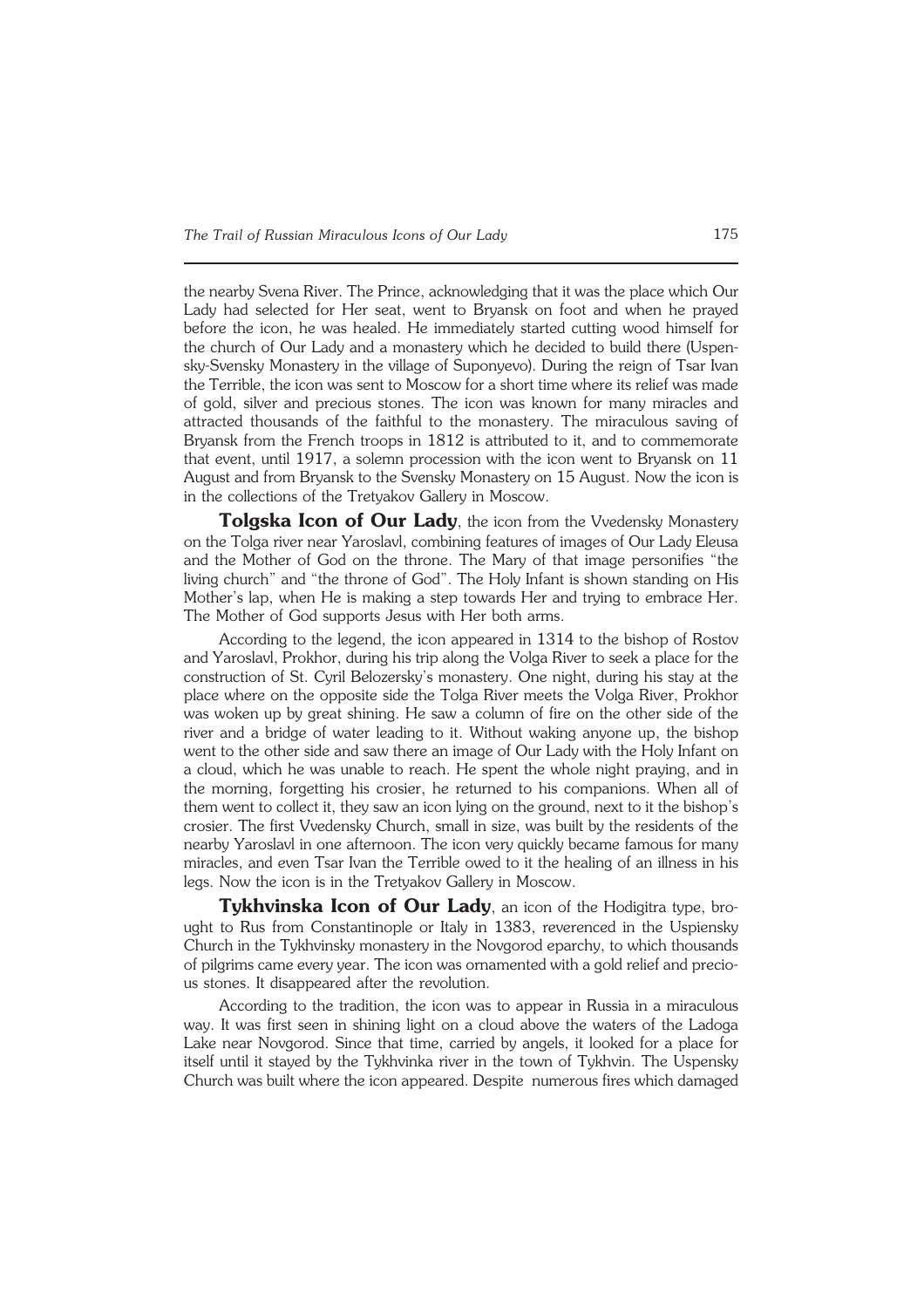the nearby Svena River. The Prince, acknowledging that it was the place which Our Lady had selected for Her seat, went to Bryansk on foot and when he prayed before the icon, he was healed. He immediately started cutting wood himself for the church of Our Lady and a monastery which he decided to build there (Uspensky-Svensky Monastery in the village of Suponyevo). During the reign of Tsar Ivan the Terrible, the icon was sent to Moscow for a short time where its relief was made of gold, silver and precious stones. The icon was known for many miracles and attracted thousands of the faithful to the monastery. The miraculous saving of Bryansk from the French troops in 1812 is attributed to it, and to commemorate that event, until 1917, a solemn procession with the icon went to Bryansk on 11 August and from Bryansk to the Svensky Monastery on 15 August. Now the icon is in the collections of the Tretyakov Gallery in Moscow.

**Tolgska Icon of Our Lady**, the icon from the Vvedensky Monastery on the Tolga river near Yaroslavl, combining features of images of Our Lady Eleusa and the Mother of God on the throne. The Mary of that image personifies "the living church" and "the throne of God". The Holy Infant is shown standing on His Mother's lap, when He is making a step towards Her and trying to embrace Her. The Mother of God supports Jesus with Her both arms.

According to the legend, the icon appeared in 1314 to the bishop of Rostov and Yaroslavl, Prokhor, during his trip along the Volga River to seek a place for the construction of St. Cyril Belozersky's monastery. One night, during his stay at the place where on the opposite side the Tolga River meets the Volga River, Prokhor was woken up by great shining. He saw a column of fire on the other side of the river and a bridge of water leading to it. Without waking anyone up, the bishop went to the other side and saw there an image of Our Lady with the Holy Infant on a cloud, which he was unable to reach. He spent the whole night praying, and in the morning, forgetting his crosier, he returned to his companions. When all of them went to collect it, they saw an icon lying on the ground, next to it the bishop's crosier. The first Vvedensky Church, small in size, was built by the residents of the nearby Yaroslavl in one afternoon. The icon very quickly became famous for many miracles, and even Tsar Ivan the Terrible owed to it the healing of an illness in his legs. Now the icon is in the Tretyakov Gallery in Moscow.

**Tykhvinska Icon of Our Lady**, an icon of the Hodigitra type, brought to Rus from Constantinople or Italy in 1383, reverenced in the Uspiensky Church in the Tykhvinsky monastery in the Novgorod eparchy, to which thousands of pilgrims came every year. The icon was ornamented with a gold relief and precious stones. It disappeared after the revolution.

According to the tradition, the icon was to appear in Russia in a miraculous way. It was first seen in shining light on a cloud above the waters of the Ladoga Lake near Novgorod. Since that time, carried by angels, it looked for a place for itself until it stayed by the Tykhvinka river in the town of Tykhvin. The Uspensky Church was built where the icon appeared. Despite numerous fires which damaged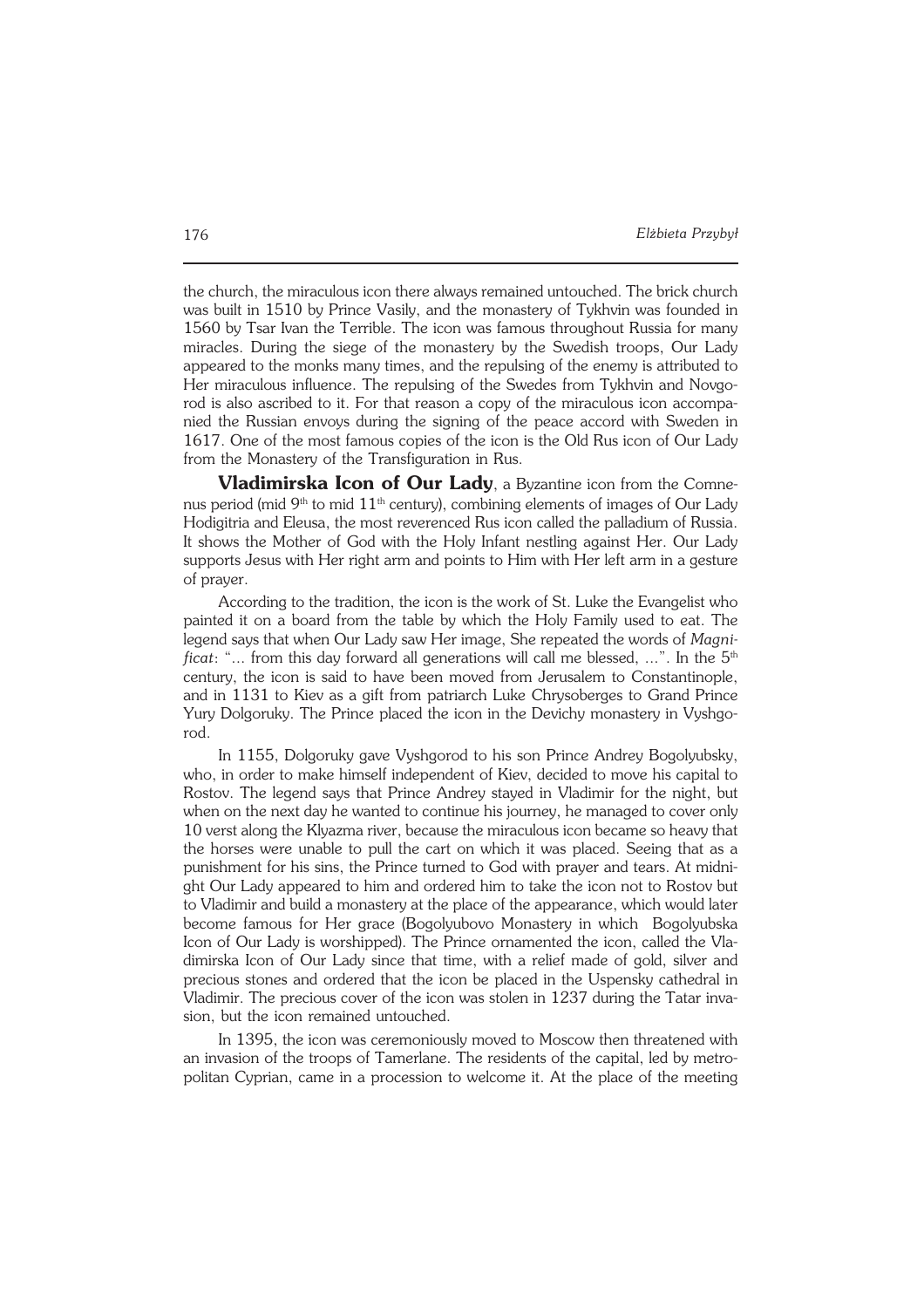the church, the miraculous icon there always remained untouched. The brick church was built in 1510 by Prince Vasily, and the monastery of Tykhvin was founded in 1560 by Tsar Ivan the Terrible. The icon was famous throughout Russia for many miracles. During the siege of the monastery by the Swedish troops, Our Lady appeared to the monks many times, and the repulsing of the enemy is attributed to Her miraculous influence. The repulsing of the Swedes from Tykhvin and Novgorod is also ascribed to it. For that reason a copy of the miraculous icon accompanied the Russian envoys during the signing of the peace accord with Sweden in 1617. One of the most famous copies of the icon is the Old Rus icon of Our Lady from the Monastery of the Transfiguration in Rus.

**Vladimirska Icon of Our Lady**, a Byzantine icon from the Comnenus period (mid 9th to mid 11th century), combining elements of images of Our Lady Hodigitria and Eleusa, the most reverenced Rus icon called the palladium of Russia. It shows the Mother of God with the Holy Infant nestling against Her. Our Lady supports Jesus with Her right arm and points to Him with Her left arm in a gesture of prayer.

According to the tradition, the icon is the work of St. Luke the Evangelist who painted it on a board from the table by which the Holy Family used to eat. The legend says that when Our Lady saw Her image, She repeated the words of *Magnificat*: "… from this day forward all generations will call me blessed, …". In the 5th century, the icon is said to have been moved from Jerusalem to Constantinople, and in 1131 to Kiev as a gift from patriarch Luke Chrysoberges to Grand Prince Yury Dolgoruky. The Prince placed the icon in the Devichy monastery in Vyshgorod.

In 1155, Dolgoruky gave Vyshgorod to his son Prince Andrey Bogolyubsky, who, in order to make himself independent of Kiev, decided to move his capital to Rostov. The legend says that Prince Andrey stayed in Vladimir for the night, but when on the next day he wanted to continue his journey, he managed to cover only 10 verst along the Klyazma river, because the miraculous icon became so heavy that the horses were unable to pull the cart on which it was placed. Seeing that as a punishment for his sins, the Prince turned to God with prayer and tears. At midnight Our Lady appeared to him and ordered him to take the icon not to Rostov but to Vladimir and build a monastery at the place of the appearance, which would later become famous for Her grace (Bogolyubovo Monastery in which Bogolyubska Icon of Our Lady is worshipped). The Prince ornamented the icon, called the Vladimirska Icon of Our Lady since that time, with a relief made of gold, silver and precious stones and ordered that the icon be placed in the Uspensky cathedral in Vladimir. The precious cover of the icon was stolen in 1237 during the Tatar invasion, but the icon remained untouched.

In 1395, the icon was ceremoniously moved to Moscow then threatened with an invasion of the troops of Tamerlane. The residents of the capital, led by metropolitan Cyprian, came in a procession to welcome it. At the place of the meeting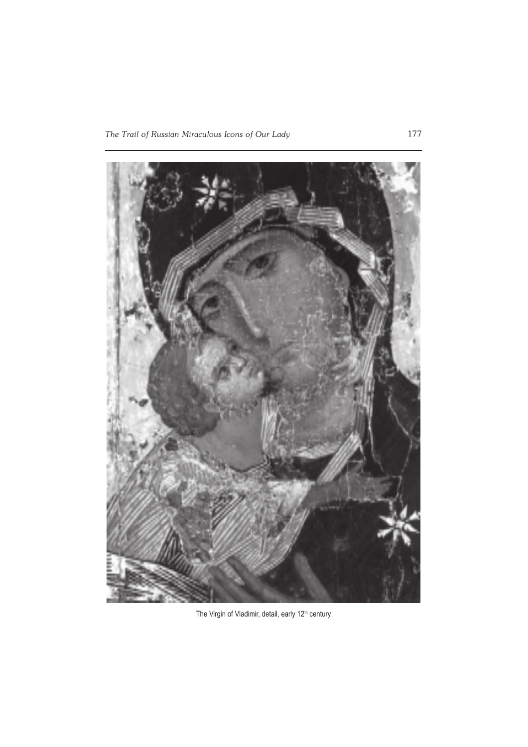The Virgin of Vladimir, detail, early 12th century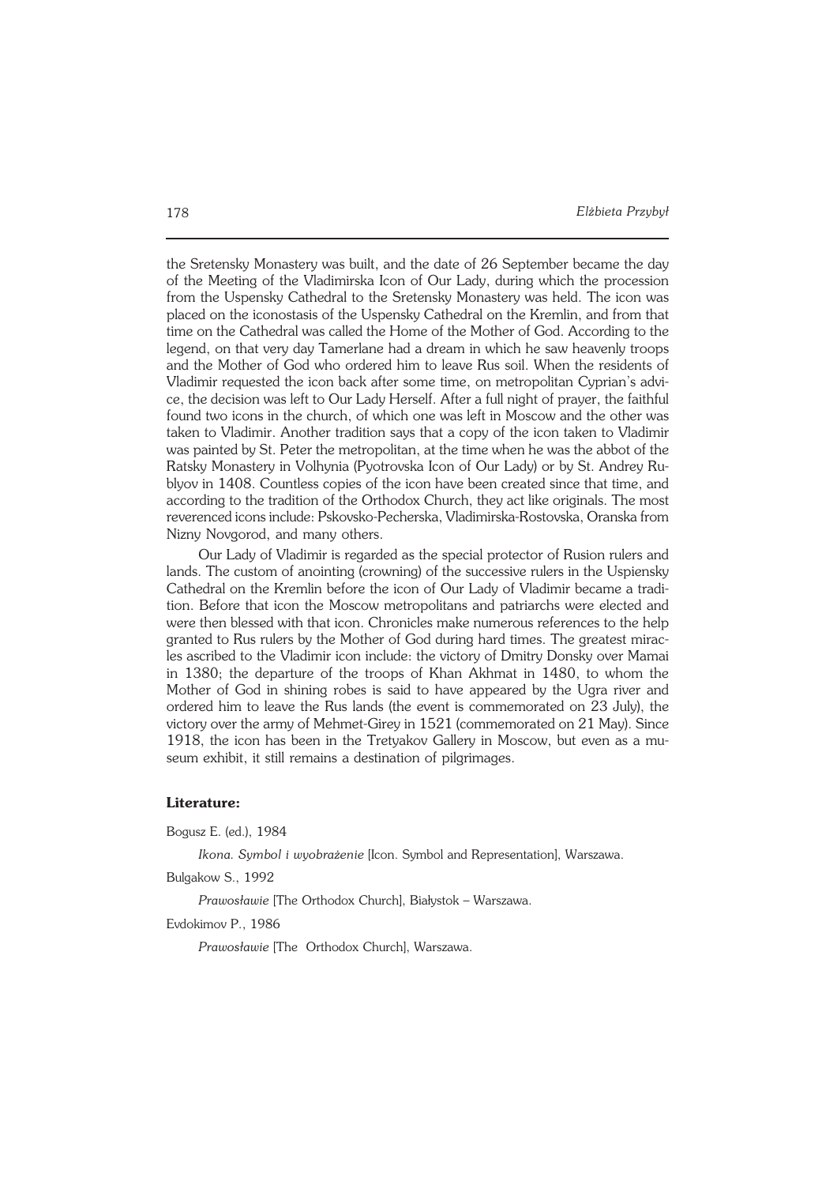the Sretensky Monastery was built, and the date of 26 September became the day of the Meeting of the Vladimirska Icon of Our Lady, during which the procession from the Uspensky Cathedral to the Sretensky Monastery was held. The icon was placed on the iconostasis of the Uspensky Cathedral on the Kremlin, and from that time on the Cathedral was called the Home of the Mother of God. According to the legend, on that very day Tamerlane had a dream in which he saw heavenly troops and the Mother of God who ordered him to leave Rus soil. When the residents of Vladimir requested the icon back after some time, on metropolitan Cyprian's advice, the decision was left to Our Lady Herself. After a full night of prayer, the faithful found two icons in the church, of which one was left in Moscow and the other was taken to Vladimir. Another tradition says that a copy of the icon taken to Vladimir was painted by St. Peter the metropolitan, at the time when he was the abbot of the Ratsky Monastery in Volhynia (Pyotrovska Icon of Our Lady) or by St. Andrey Rublyov in 1408. Countless copies of the icon have been created since that time, and according to the tradition of the Orthodox Church, they act like originals. The most reverenced icons include: Pskovsko-Pecherska, Vladimirska-Rostovska, Oranska from Nizny Novgorod, and many others.

Our Lady of Vladimir is regarded as the special protector of Rusion rulers and lands. The custom of anointing (crowning) of the successive rulers in the Uspiensky Cathedral on the Kremlin before the icon of Our Lady of Vladimir became a tradition. Before that icon the Moscow metropolitans and patriarchs were elected and were then blessed with that icon. Chronicles make numerous references to the help granted to Rus rulers by the Mother of God during hard times. The greatest miracles ascribed to the Vladimir icon include: the victory of Dmitry Donsky over Mamai in 1380; the departure of the troops of Khan Akhmat in 1480, to whom the Mother of God in shining robes is said to have appeared by the Ugra river and ordered him to leave the Rus lands (the event is commemorated on 23 July), the victory over the army of Mehmet-Girey in 1521 (commemorated on 21 May). Since 1918, the icon has been in the Tretyakov Gallery in Moscow, but even as a museum exhibit, it still remains a destination of pilgrimages.

**Literature:**

Bogusz E. (ed.), 1984

*Ikona. Symbol i wyobrażenie* [Icon. Symbol and Representation], Warszawa.

Bulgakow S., 1992

*Prawosławie* [The Orthodox Church], Białystok – Warszawa.

Evdokimov P., 1986

*Prawosławie* [The Orthodox Church], Warszawa.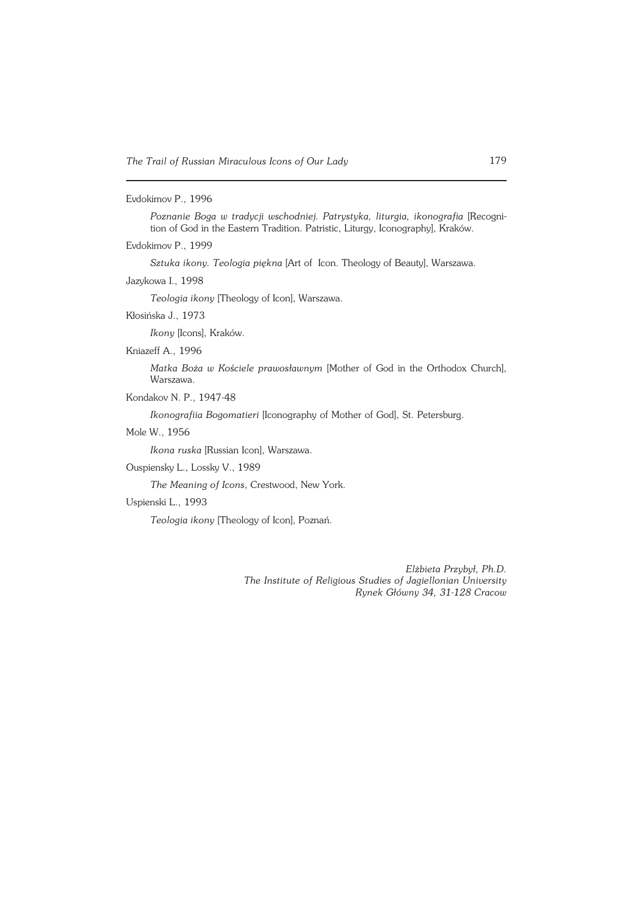Evdokimov P., 1996

*Poznanie Boga w tradycji wschodniej. Patrystyka, liturgia, ikonografia* [Recognition of God in the Eastern Tradition. Patristic, Liturgy, Iconography], Kraków.

Evdokimov P., 1999

*Sztuka ikony. Teologia piękna* [Art of Icon. Theology of Beauty], Warszawa.

Jazykowa I., 1998

*Teologia ikony* [Theology of Icon], Warszawa.

Kłosińska J., 1973

*Ikony* [Icons], Kraków.

Kniazeff A., 1996

*Matka Boża w Kościele prawosławnym* [Mother of God in the Orthodox Church], Warszawa.

Kondakov N. P., 1947-48

*Ikonografiia Bogomatieri* [Iconography of Mother of God], St. Petersburg.

Mole W., 1956

*Ikona ruska* [Russian Icon], Warszawa.

Ouspiensky L., Lossky V., 1989

*The Meaning of Icons*, Crestwood, New York.

Uspienski L., 1993

*Teologia ikony* [Theology of Icon], Poznań.

*Elżbieta Przybył, Ph.D.*
*The Institute of Religious Studies of Jagiellonian University*
*Rynek Główny 34, 31-128 Cracow*